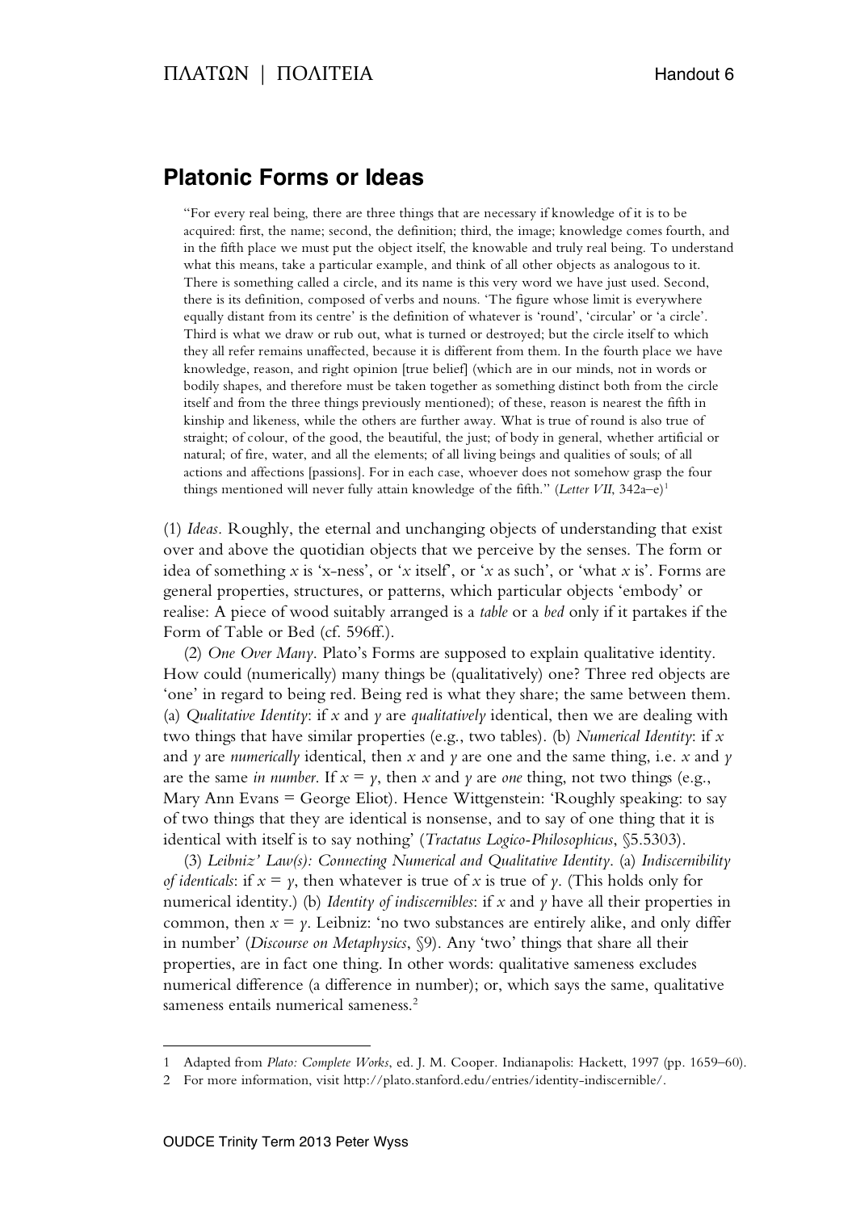# Platonic Forms or Ideas

> "For every real being, there are three things that are necessary if knowledge of it is to be acquired: first, the name; second, the definition; third, the image; knowledge comes fourth, and in the fifth place we must put the object itself, the knowable and truly real being. To understand what this means, take a particular example, and think of all other objects as analogous to it. There is something called a circle, and its name is this very word we have just used. Second, there is its definition, composed of verbs and nouns. 'The figure whose limit is everywhere equally distant from its centre' is the definition of whatever is 'round', 'circular' or 'a circle'. Third is what we draw or rub out, what is turned or destroyed; but the circle itself to which they all refer remains unaffected, because it is different from them. In the fourth place we have knowledge, reason, and right opinion [true belief] (which are in our minds, not in words or bodily shapes, and therefore must be taken together as something distinct both from the circle itself and from the three things previously mentioned); of these, reason is nearest the fifth in kinship and likeness, while the others are further away. What is true of round is also true of straight; of colour, of the good, the beautiful, the just; of body in general, whether artificial or natural; of fire, water, and all the elements; of all living beings and qualities of souls; of all actions and affections [passions]. For in each case, whoever does not somehow grasp the four things mentioned will never fully attain knowledge of the fifth." (*Letter VII*, 342a–e)[1]

(1) *Ideas*. Roughly, the eternal and unchanging objects of understanding that exist over and above the quotidian objects that we perceive by the senses. The form or idea of something $x$ is '$x$-ness', or '$x$ itself', or '$x$ as such', or 'what $x$ is'. Forms are general properties, structures, or patterns, which particular objects 'embody' or realise: A piece of wood suitably arranged is a *table* or a *bed* only if it partakes if the Form of Table or Bed (cf. 596ff.).

(2) *One Over Many*. Plato's Forms are supposed to explain qualitative identity. How could (numerically) many things be (qualitatively) one? Three red objects are 'one' in regard to being red. Being red is what they share; the same between them. (a) *Qualitative Identity*: if $x$ and $y$ are *qualitatively* identical, then we are dealing with two things that have similar properties (e.g., two tables). (b) *Numerical Identity*: if $x$ and $y$ are *numerically* identical, then $x$ and $y$ are one and the same thing, i.e. $x$ and $y$ are the same *in number*. If $x = y$, then $x$ and $y$ are *one* thing, not two things (e.g., Mary Ann Evans = George Eliot). Hence Wittgenstein: 'Roughly speaking: to say of two things that they are identical is nonsense, and to say of one thing that it is identical with itself is to say nothing' (*Tractatus Logico-Philosophicus*, §5.5303).

(3) *Leibniz' Law(s): Connecting Numerical and Qualitative Identity*. (a) *Indiscernibility of identicals*: if $x = y$, then whatever is true of $x$ is true of $y$. (This holds only for numerical identity.) (b) *Identity of indiscernibles*: if $x$ and $y$ have all their properties in common, then $x = y$. Leibniz: 'no two substances are entirely alike, and only differ in number' (*Discourse on Metaphysics*, §9). Any 'two' things that share all their properties, are in fact one thing. In other words: qualitative sameness excludes numerical difference (a difference in number); or, which says the same, qualitative sameness entails numerical sameness.[2]

---

1 Adapted from *Plato: Complete Works*, ed. J. M. Cooper. Indianapolis: Hackett, 1997 (pp. 1659–60).

2 For more information, visit http://plato.stanford.edu/entries/identity-indiscernible/.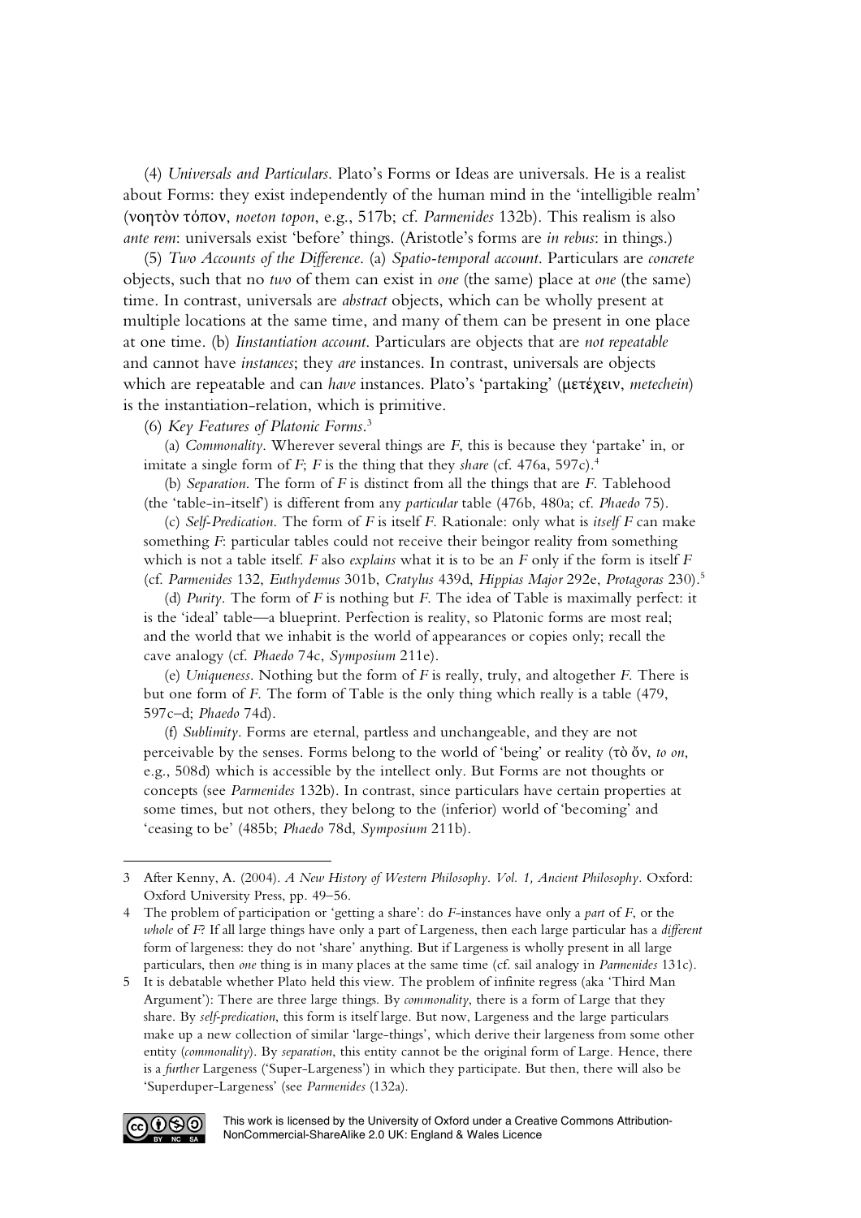(4) *Universals and Particulars*. Plato's Forms or Ideas are universals. He is a realist about Forms: they exist independently of the human mind in the 'intelligible realm' (νοητὸν τόπον, *noeton topon*, e.g., 517b; cf. *Parmenides* 132b). This realism is also *ante rem*: universals exist 'before' things. (Aristotle's forms are *in rebus*: in things.)

(5) *Two Accounts of the Difference*. (a) *Spatio-temporal account*. Particulars are *concrete* objects, such that no *two* of them can exist in *one* (the same) place at *one* (the same) time. In contrast, universals are *abstract* objects, which can be wholly present at multiple locations at the same time, and many of them can be present in one place at one time. (b) *Iinstantiation account*. Particulars are objects that are *not repeatable* and cannot have *instances*; they *are* instances. In contrast, universals are objects which are repeatable and can *have* instances. Plato's 'partaking' (μετέχειν, *metechein*) is the instantiation-relation, which is primitive.

(6) *Key Features of Platonic Forms*.[3]

(a) *Commonality*. Wherever several things are *F*, this is because they 'partake' in, or imitate a single form of *F*; *F* is the thing that they *share* (cf. 476a, 597c).[4]

(b) *Separation*. The form of *F* is distinct from all the things that are *F*. Tablehood (the 'table-in-itself') is different from any *particular* table (476b, 480a; cf. *Phaedo* 75).

(c) *Self-Predication*. The form of *F* is itself *F*. Rationale: only what is *itself F* can make something *F*: particular tables could not receive their beingor reality from something which is not a table itself. *F* also *explains* what it is to be an *F* only if the form is itself *F* (cf. *Parmenides* 132, *Euthydemus* 301b, *Cratylus* 439d, *Hippias Major* 292e, *Protagoras* 230).[5]

(d) *Purity*. The form of *F* is nothing but *F*. The idea of Table is maximally perfect: it is the 'ideal' table—a blueprint. Perfection is reality, so Platonic forms are most real; and the world that we inhabit is the world of appearances or copies only; recall the cave analogy (cf. *Phaedo* 74c, *Symposium* 211e).

(e) *Uniqueness*. Nothing but the form of *F* is really, truly, and altogether *F*. There is but one form of *F*. The form of Table is the only thing which really is a table (479, 597c–d; *Phaedo* 74d).

(f) *Sublimity*. Forms are eternal, partless and unchangeable, and they are not perceivable by the senses. Forms belong to the world of 'being' or reality (τὸ ὄν, *to on*, e.g., 508d) which is accessible by the intellect only. But Forms are not thoughts or concepts (see *Parmenides* 132b). In contrast, since particulars have certain properties at some times, but not others, they belong to the (inferior) world of 'becoming' and 'ceasing to be' (485b; *Phaedo* 78d, *Symposium* 211b).

---

3 After Kenny, A. (2004). *A New History of Western Philosophy. Vol. 1, Ancient Philosophy*. Oxford: Oxford University Press, pp. 49–56.

4 The problem of participation or 'getting a share': do *F*-instances have only a *part* of *F*, or the *whole* of *F*? If all large things have only a part of Largeness, then each large particular has a *different* form of largeness: they do not 'share' anything. But if Largeness is wholly present in all large particulars, then *one* thing is in many places at the same time (cf. sail analogy in *Parmenides* 131c).

5 It is debatable whether Plato held this view. The problem of infinite regress (aka 'Third Man Argument'): There are three large things. By *commonality*, there is a form of Large that they share. By *self-predication*, this form is itself large. But now, Largeness and the large particulars make up a new collection of similar 'large-things', which derive their largeness from some other entity (*commonality*). By *separation*, this entity cannot be the original form of Large. Hence, there is a *further* Largeness ('Super-Largeness') in which they participate. But then, there will also be 'Superduper-Largeness' (see *Parmenides* (132a).

This work is licensed by the University of Oxford under a Creative Commons Attribution-NonCommercial-ShareAlike 2.0 UK: England & Wales Licence